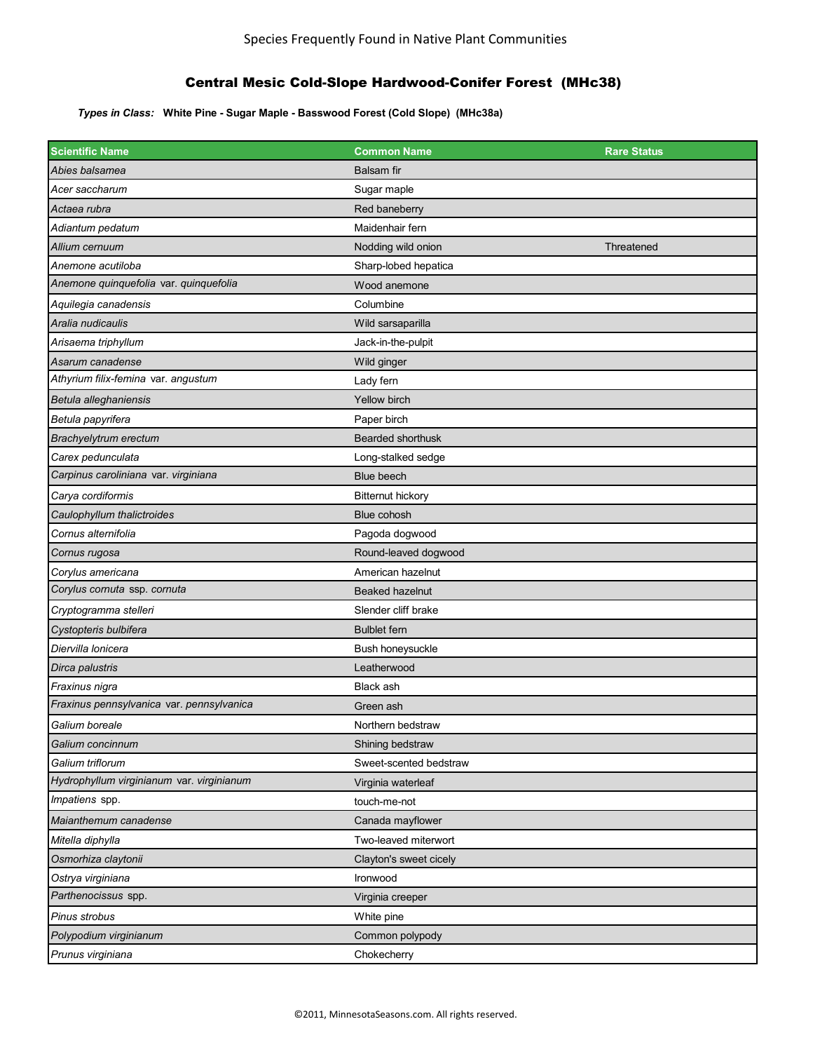Species Frequently Found in Native Plant Communities

## Central Mesic Cold-Slope Hardwood-Conifer Forest (MHc38)

***Types in Class:*** **White Pine - Sugar Maple - Basswood Forest (Cold Slope) (MHc38a)**

| Scientific Name | Common Name | Rare Status |
|---|---|---|
| *Abies balsamea* | Balsam fir | |
| *Acer saccharum* | Sugar maple | |
| *Actaea rubra* | Red baneberry | |
| *Adiantum pedatum* | Maidenhair fern | |
| *Allium cernuum* | Nodding wild onion | Threatened |
| *Anemone acutiloba* | Sharp-lobed hepatica | |
| *Anemone quinquefolia* var. *quinquefolia* | Wood anemone | |
| *Aquilegia canadensis* | Columbine | |
| *Aralia nudicaulis* | Wild sarsaparilla | |
| *Arisaema triphyllum* | Jack-in-the-pulpit | |
| *Asarum canadense* | Wild ginger | |
| *Athyrium filix-femina* var. *angustum* | Lady fern | |
| *Betula alleghaniensis* | Yellow birch | |
| *Betula papyrifera* | Paper birch | |
| *Brachyelytrum erectum* | Bearded shorthusk | |
| *Carex pedunculata* | Long-stalked sedge | |
| *Carpinus caroliniana* var. *virginiana* | Blue beech | |
| *Carya cordiformis* | Bitternut hickory | |
| *Caulophyllum thalictroides* | Blue cohosh | |
| *Cornus alternifolia* | Pagoda dogwood | |
| *Cornus rugosa* | Round-leaved dogwood | |
| *Corylus americana* | American hazelnut | |
| *Corylus cornuta* ssp. *cornuta* | Beaked hazelnut | |
| *Cryptogramma stelleri* | Slender cliff brake | |
| *Cystopteris bulbifera* | Bulblet fern | |
| *Diervilla lonicera* | Bush honeysuckle | |
| *Dirca palustris* | Leatherwood | |
| *Fraxinus nigra* | Black ash | |
| *Fraxinus pennsylvanica* var. *pennsylvanica* | Green ash | |
| *Galium boreale* | Northern bedstraw | |
| *Galium concinnum* | Shining bedstraw | |
| *Galium triflorum* | Sweet-scented bedstraw | |
| *Hydrophyllum virginianum* var. *virginianum* | Virginia waterleaf | |
| *Impatiens* spp. | touch-me-not | |
| *Maianthemum canadense* | Canada mayflower | |
| *Mitella diphylla* | Two-leaved miterwort | |
| *Osmorhiza claytonii* | Clayton's sweet cicely | |
| *Ostrya virginiana* | Ironwood | |
| *Parthenocissus* spp. | Virginia creeper | |
| *Pinus strobus* | White pine | |
| *Polypodium virginianum* | Common polypody | |
| *Prunus virginiana* | Chokecherry | |

©2011, MinnesotaSeasons.com. All rights reserved.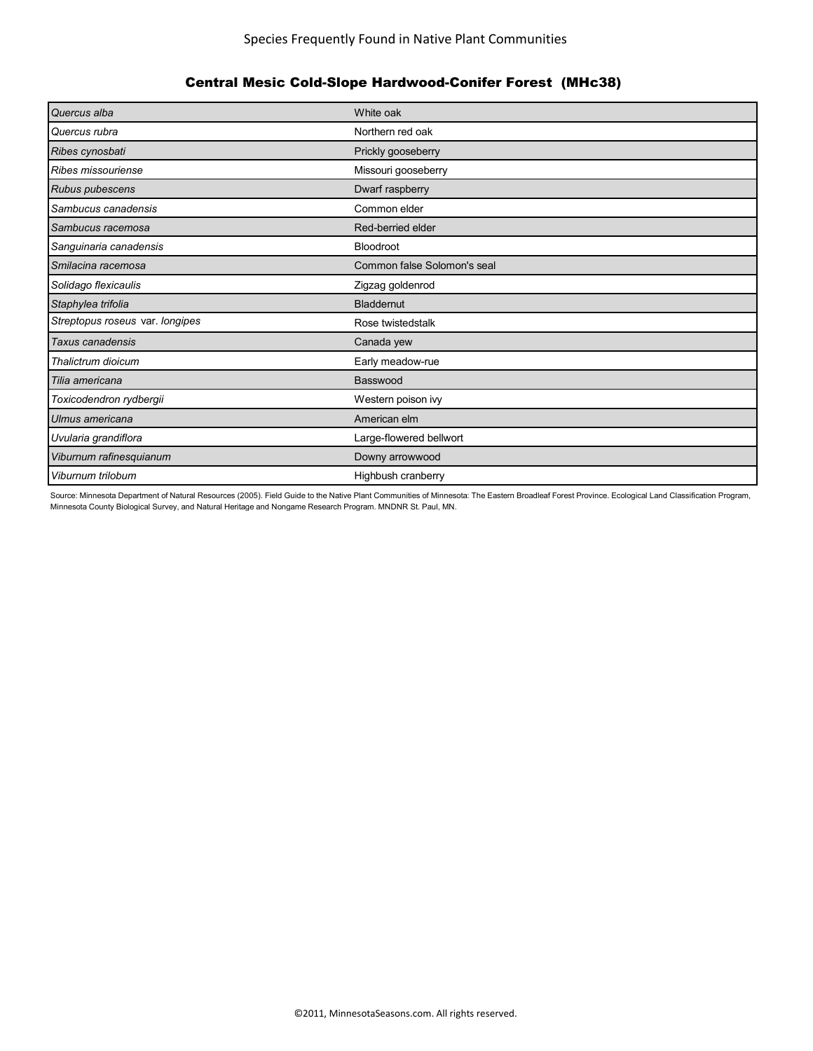## Central Mesic Cold-Slope Hardwood-Conifer Forest (MHc38)

| | |
|---|---|
| *Quercus alba* | White oak |
| *Quercus rubra* | Northern red oak |
| *Ribes cynosbati* | Prickly gooseberry |
| *Ribes missouriense* | Missouri gooseberry |
| *Rubus pubescens* | Dwarf raspberry |
| *Sambucus canadensis* | Common elder |
| *Sambucus racemosa* | Red-berried elder |
| *Sanguinaria canadensis* | Bloodroot |
| *Smilacina racemosa* | Common false Solomon's seal |
| *Solidago flexicaulis* | Zigzag goldenrod |
| *Staphylea trifolia* | Bladdernut |
| *Streptopus roseus* var. *longipes* | Rose twistedstalk |
| *Taxus canadensis* | Canada yew |
| *Thalictrum dioicum* | Early meadow-rue |
| *Tilia americana* | Basswood |
| *Toxicodendron rydbergii* | Western poison ivy |
| *Ulmus americana* | American elm |
| *Uvularia grandiflora* | Large-flowered bellwort |
| *Viburnum rafinesquianum* | Downy arrowwood |
| *Viburnum trilobum* | Highbush cranberry |

Source: Minnesota Department of Natural Resources (2005). Field Guide to the Native Plant Communities of Minnesota: The Eastern Broadleaf Forest Province. Ecological Land Classification Program, Minnesota County Biological Survey, and Natural Heritage and Nongame Research Program. MNDNR St. Paul, MN.

©2011, MinnesotaSeasons.com. All rights reserved.